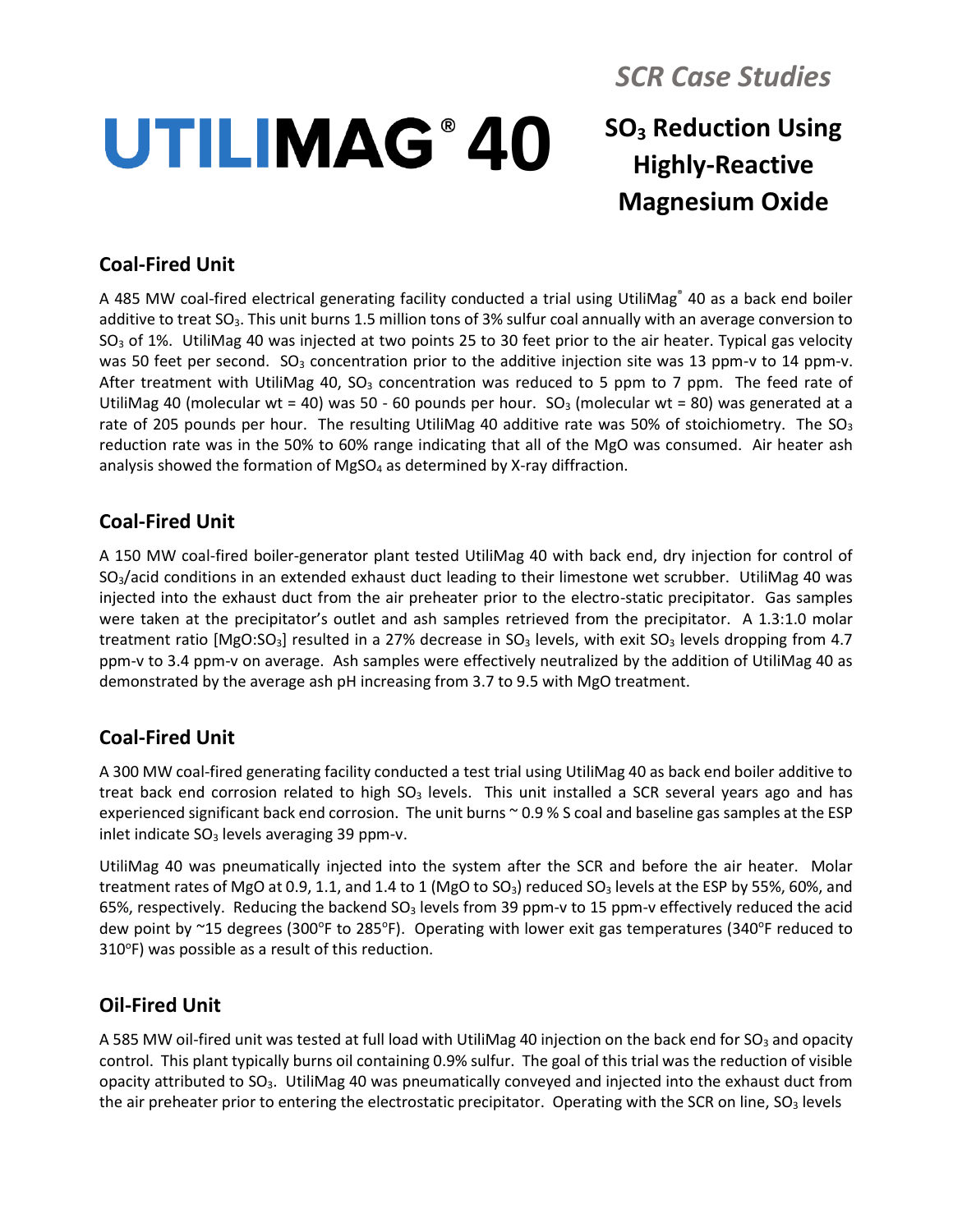*SCR Case Studies*

# UTILIMAG® 40

## $SO_3$ Reduction Using Highly-Reactive Magnesium Oxide

### Coal-Fired Unit

A 485 MW coal-fired electrical generating facility conducted a trial using UtiliMag® 40 as a back end boiler additive to treat $SO_3$. This unit burns 1.5 million tons of 3% sulfur coal annually with an average conversion to $SO_3$ of 1%. UtiliMag 40 was injected at two points 25 to 30 feet prior to the air heater. Typical gas velocity was 50 feet per second. $SO_3$ concentration prior to the additive injection site was 13 ppm-v to 14 ppm-v. After treatment with UtiliMag 40, $SO_3$ concentration was reduced to 5 ppm to 7 ppm. The feed rate of UtiliMag 40 (molecular wt = 40) was 50 - 60 pounds per hour. $SO_3$ (molecular wt = 80) was generated at a rate of 205 pounds per hour. The resulting UtiliMag 40 additive rate was 50% of stoichiometry. The $SO_3$ reduction rate was in the 50% to 60% range indicating that all of the MgO was consumed. Air heater ash analysis showed the formation of $MgSO_4$ as determined by X-ray diffraction.

### Coal-Fired Unit

A 150 MW coal-fired boiler-generator plant tested UtiliMag 40 with back end, dry injection for control of $SO_3$/acid conditions in an extended exhaust duct leading to their limestone wet scrubber. UtiliMag 40 was injected into the exhaust duct from the air preheater prior to the electro-static precipitator. Gas samples were taken at the precipitator's outlet and ash samples retrieved from the precipitator. A 1.3:1.0 molar treatment ratio [$MgO:SO_3$] resulted in a 27% decrease in $SO_3$ levels, with exit $SO_3$ levels dropping from 4.7 ppm-v to 3.4 ppm-v on average. Ash samples were effectively neutralized by the addition of UtiliMag 40 as demonstrated by the average ash pH increasing from 3.7 to 9.5 with MgO treatment.

### Coal-Fired Unit

A 300 MW coal-fired generating facility conducted a test trial using UtiliMag 40 as back end boiler additive to treat back end corrosion related to high $SO_3$ levels. This unit installed a SCR several years ago and has experienced significant back end corrosion. The unit burns ~ 0.9 % S coal and baseline gas samples at the ESP inlet indicate $SO_3$ levels averaging 39 ppm-v.

UtiliMag 40 was pneumatically injected into the system after the SCR and before the air heater. Molar treatment rates of MgO at 0.9, 1.1, and 1.4 to 1 (MgO to $SO_3$) reduced $SO_3$ levels at the ESP by 55%, 60%, and 65%, respectively. Reducing the backend $SO_3$ levels from 39 ppm-v to 15 ppm-v effectively reduced the acid dew point by ~15 degrees (300°F to 285°F). Operating with lower exit gas temperatures (340°F reduced to 310°F) was possible as a result of this reduction.

### Oil-Fired Unit

A 585 MW oil-fired unit was tested at full load with UtiliMag 40 injection on the back end for $SO_3$ and opacity control. This plant typically burns oil containing 0.9% sulfur. The goal of this trial was the reduction of visible opacity attributed to $SO_3$. UtiliMag 40 was pneumatically conveyed and injected into the exhaust duct from the air preheater prior to entering the electrostatic precipitator. Operating with the SCR on line, $SO_3$ levels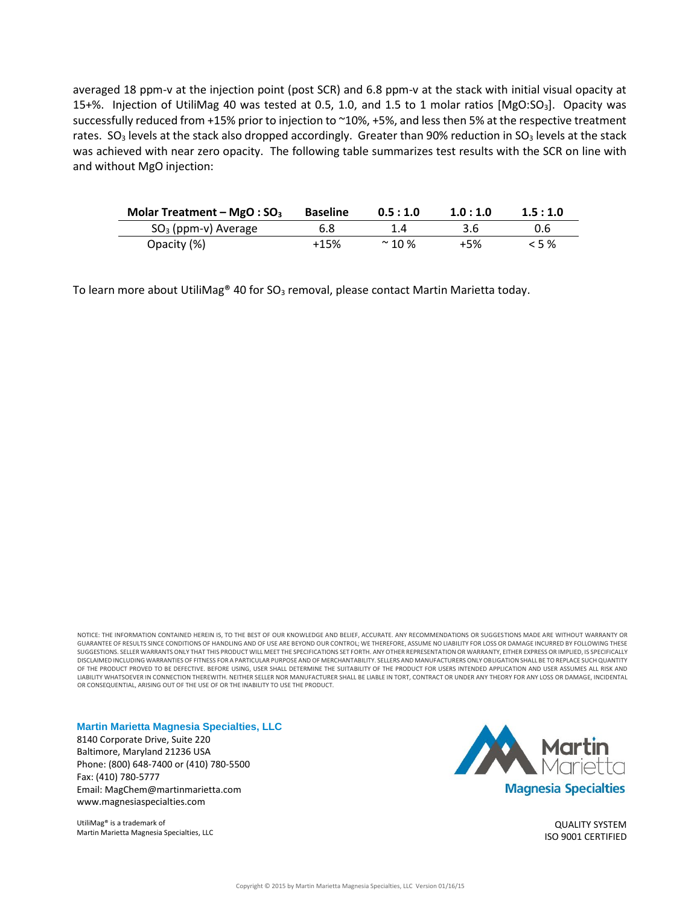averaged 18 ppm-v at the injection point (post SCR) and 6.8 ppm-v at the stack with initial visual opacity at 15+%. Injection of UtiliMag 40 was tested at 0.5, 1.0, and 1.5 to 1 molar ratios [$MgO:SO_3$]. Opacity was successfully reduced from +15% prior to injection to ~10%, +5%, and less then 5% at the respective treatment rates. $SO_3$ levels at the stack also dropped accordingly. Greater than 90% reduction in $SO_3$ levels at the stack was achieved with near zero opacity. The following table summarizes test results with the SCR on line with and without MgO injection:

| **Molar Treatment – MgO : $SO_3$** | **Baseline** | **0.5 : 1.0** | **1.0 : 1.0** | **1.5 : 1.0** |
|---|---|---|---|---|
| $SO_3$ (ppm-v) Average | 6.8 | 1.4 | 3.6 | 0.6 |
| Opacity (%) | +15% | ~ 10 % | +5% | < 5 % |

To learn more about UtiliMag® 40 for $SO_3$ removal, please contact Martin Marietta today.

NOTICE: THE INFORMATION CONTAINED HEREIN IS, TO THE BEST OF OUR KNOWLEDGE AND BELIEF, ACCURATE. ANY RECOMMENDATIONS OR SUGGESTIONS MADE ARE WITHOUT WARRANTY OR GUARANTEE OF RESULTS SINCE CONDITIONS OF HANDLING AND OF USE ARE BEYOND OUR CONTROL; WE THEREFORE, ASSUME NO LIABILITY FOR LOSS OR DAMAGE INCURRED BY FOLLOWING THESE SUGGESTIONS. SELLER WARRANTS ONLY THAT THIS PRODUCT WILL MEET THE SPECIFICATIONS SET FORTH. ANY OTHER REPRESENTATION OR WARRANTY, EITHER EXPRESS OR IMPLIED, IS SPECIFICALLY DISCLAIMED INCLUDING WARRANTIES OF FITNESS FOR A PARTICULAR PURPOSE AND OF MERCHANTABILITY. SELLERS AND MANUFACTURERS ONLY OBLIGATION SHALL BE TO REPLACE SUCH QUANTITY OF THE PRODUCT PROVED TO BE DEFECTIVE. BEFORE USING, USER SHALL DETERMINE THE SUITABILITY OF THE PRODUCT FOR USERS INTENDED APPLICATION AND USER ASSUMES ALL RISK AND LIABILITY WHATSOEVER IN CONNECTION THEREWITH. NEITHER SELLER NOR MANUFACTURER SHALL BE LIABLE IN TORT, CONTRACT OR UNDER ANY THEORY FOR ANY LOSS OR DAMAGE, INCIDENTAL OR CONSEQUENTIAL, ARISING OUT OF THE USE OF OR THE INABILITY TO USE THE PRODUCT.

**Martin Marietta Magnesia Specialties, LLC**
8140 Corporate Drive, Suite 220
Baltimore, Maryland 21236 USA
Phone: (800) 648-7400 or (410) 780-5500
Fax: (410) 780-5777
Email: MagChem@martinmarietta.com
www.magnesiaspecialties.com

Martin Marietta
Magnesia Specialties

UtiliMag® is a trademark of
Martin Marietta Magnesia Specialties, LLC

QUALITY SYSTEM
ISO 9001 CERTIFIED

Copyright © 2015 by Martin Marietta Magnesia Specialties, LLC Version 01/16/15